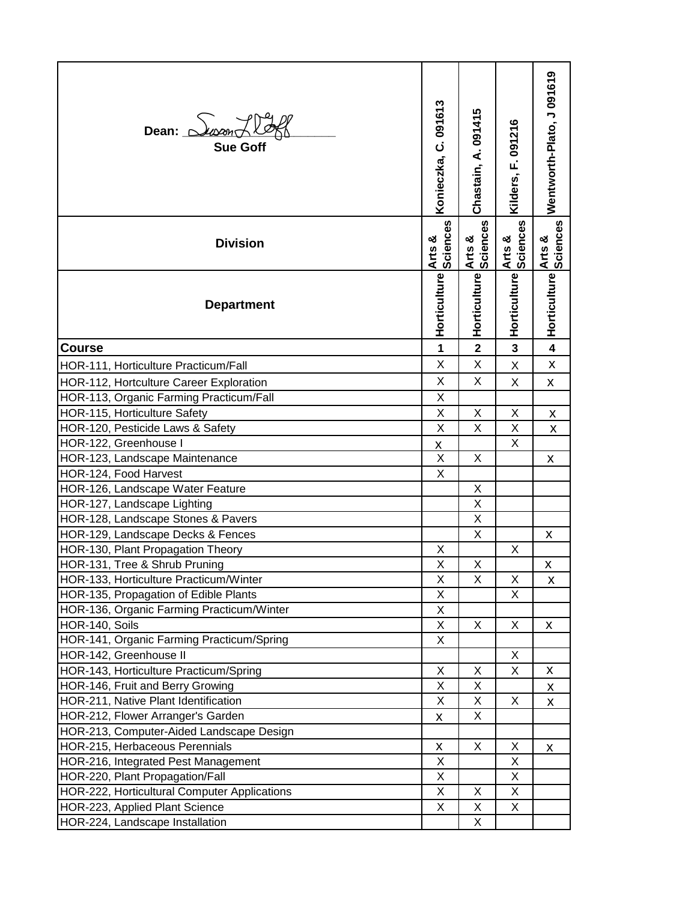| Dean: Sue Goff | Konieczka, C. 091613 | Chastain, A. 091415 | Kilders, F. 091216 | Wentworth-Plato, J 091619 |
|---|---|---|---|---|
| **Division** | Arts & Sciences | Arts & Sciences | Arts & Sciences | Arts & Sciences |
| **Department** | Horticulture | Horticulture | Horticulture | Horticulture |
| **Course** | **1** | **2** | **3** | **4** |
| HOR-111, Horticulture Practicum/Fall | X | X | X | X |
| HOR-112, Hortculture Career Exploration | X | X | X | X |
| HOR-113, Organic Farming Practicum/Fall | X | | | |
| HOR-115, Horticulture Safety | X | X | X | X |
| HOR-120, Pesticide Laws & Safety | X | X | X | X |
| HOR-122, Greenhouse I | X | | X | |
| HOR-123, Landscape Maintenance | X | X | | X |
| HOR-124, Food Harvest | X | | | |
| HOR-126, Landscape Water Feature | | X | | |
| HOR-127, Landscape Lighting | | X | | |
| HOR-128, Landscape Stones & Pavers | | X | | |
| HOR-129, Landscape Decks & Fences | | X | | X |
| HOR-130, Plant Propagation Theory | X | | X | |
| HOR-131, Tree & Shrub Pruning | X | X | | X |
| HOR-133, Horticulture Practicum/Winter | X | X | X | X |
| HOR-135, Propagation of Edible Plants | X | | X | |
| HOR-136, Organic Farming Practicum/Winter | X | | | |
| HOR-140, Soils | X | X | X | X |
| HOR-141, Organic Farming Practicum/Spring | X | | | |
| HOR-142, Greenhouse II | | | X | |
| HOR-143, Horticulture Practicum/Spring | X | X | X | X |
| HOR-146, Fruit and Berry Growing | X | X | | X |
| HOR-211, Native Plant Identification | X | X | X | X |
| HOR-212, Flower Arranger's Garden | X | X | | |
| HOR-213, Computer-Aided Landscape Design | | | | |
| HOR-215, Herbaceous Perennials | X | X | X | X |
| HOR-216, Integrated Pest Management | X | | X | |
| HOR-220, Plant Propagation/Fall | X | | X | |
| HOR-222, Horticultural Computer Applications | X | X | X | |
| HOR-223, Applied Plant Science | X | X | X | |
| HOR-224, Landscape Installation | | X | | |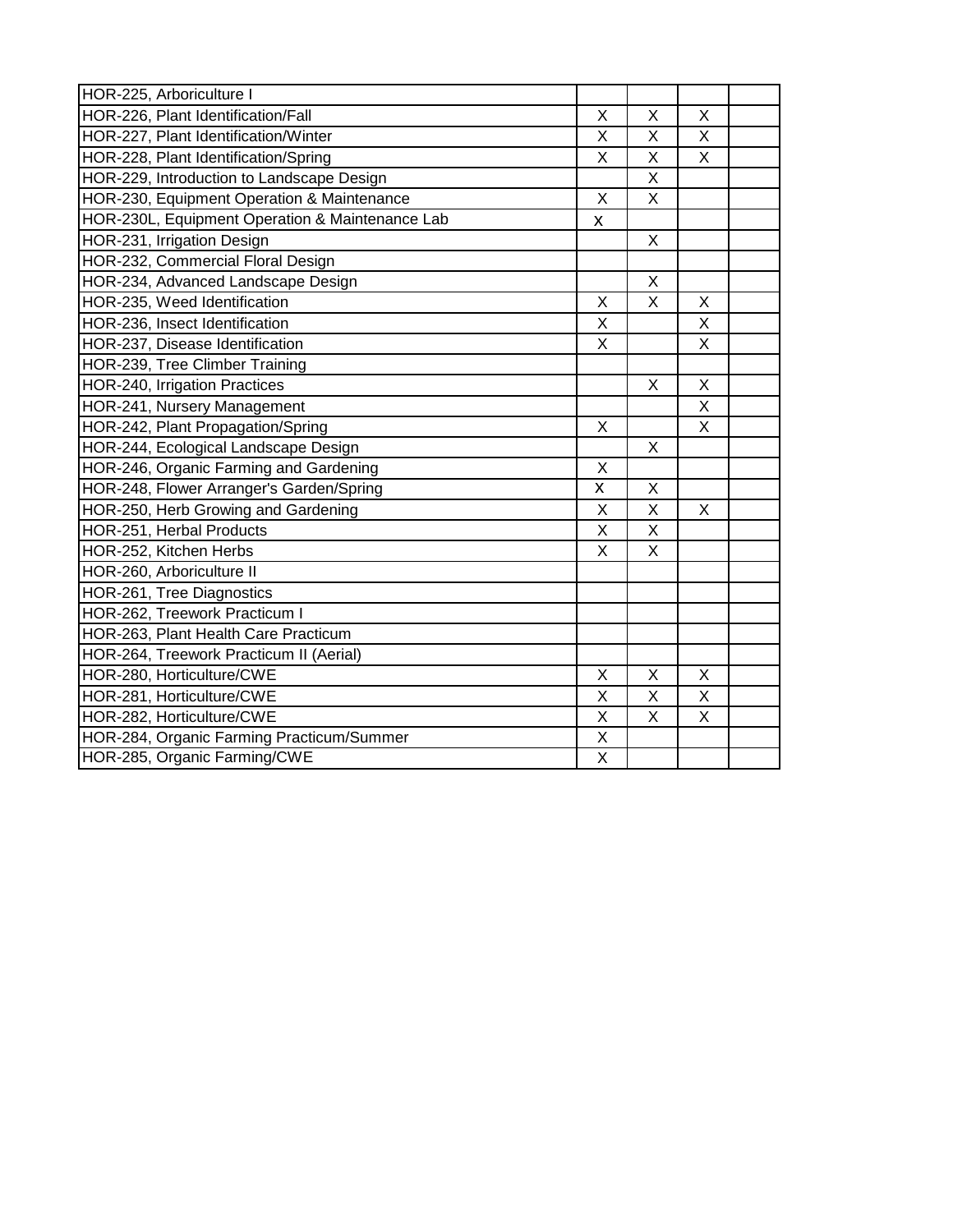| | | | | |
|---|---|---|---|---|
| HOR-225, Arboriculture I | | | | |
| HOR-226, Plant Identification/Fall | X | X | X | |
| HOR-227, Plant Identification/Winter | X | X | X | |
| HOR-228, Plant Identification/Spring | X | X | X | |
| HOR-229, Introduction to Landscape Design | | X | | |
| HOR-230, Equipment Operation & Maintenance | X | X | | |
| HOR-230L, Equipment Operation & Maintenance Lab | x | | | |
| HOR-231, Irrigation Design | | X | | |
| HOR-232, Commercial Floral Design | | | | |
| HOR-234, Advanced Landscape Design | | X | | |
| HOR-235, Weed Identification | X | X | X | |
| HOR-236, Insect Identification | X | | X | |
| HOR-237, Disease Identification | X | | X | |
| HOR-239, Tree Climber Training | | | | |
| HOR-240, Irrigation Practices | | X | X | |
| HOR-241, Nursery Management | | | X | |
| HOR-242, Plant Propagation/Spring | X | | X | |
| HOR-244, Ecological Landscape Design | | X | | |
| HOR-246, Organic Farming and Gardening | X | | | |
| HOR-248, Flower Arranger's Garden/Spring | X | X | | |
| HOR-250, Herb Growing and Gardening | X | X | X | |
| HOR-251, Herbal Products | X | X | | |
| HOR-252, Kitchen Herbs | X | X | | |
| HOR-260, Arboriculture II | | | | |
| HOR-261, Tree Diagnostics | | | | |
| HOR-262, Treework Practicum I | | | | |
| HOR-263, Plant Health Care Practicum | | | | |
| HOR-264, Treework Practicum II (Aerial) | | | | |
| HOR-280, Horticulture/CWE | X | X | X | |
| HOR-281, Horticulture/CWE | X | X | X | |
| HOR-282, Horticulture/CWE | X | X | X | |
| HOR-284, Organic Farming Practicum/Summer | X | | | |
| HOR-285, Organic Farming/CWE | X | | | |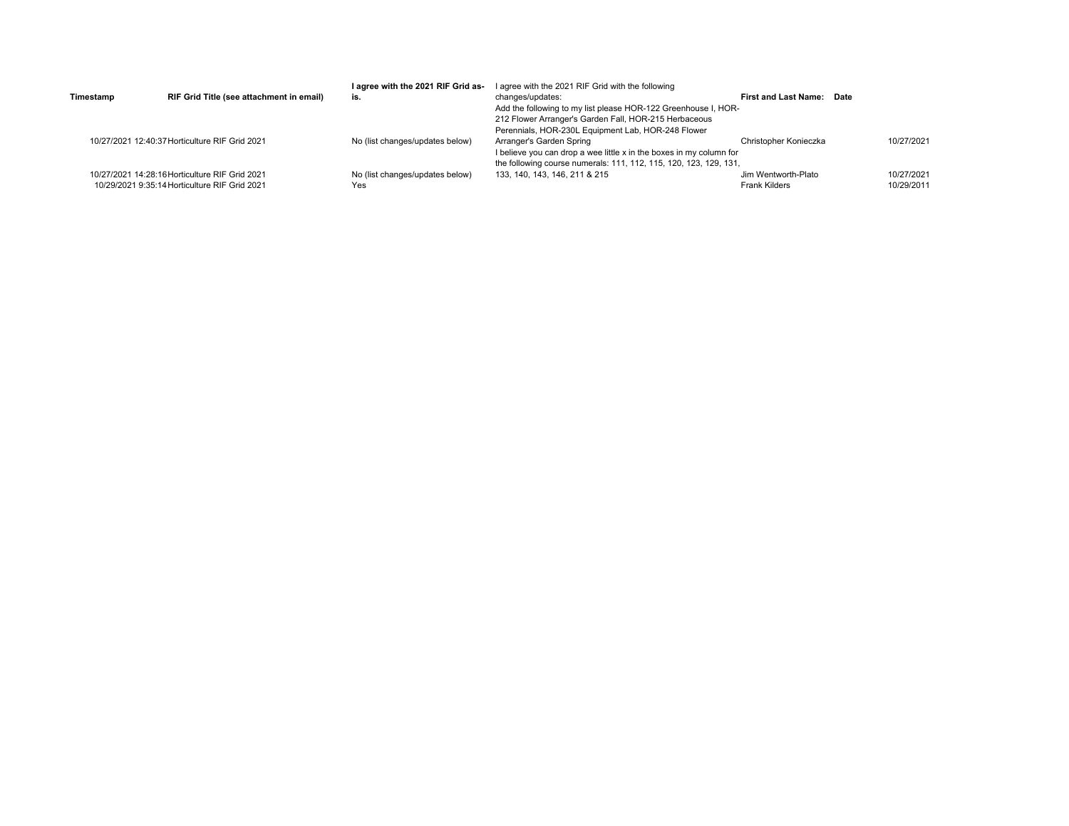| Timestamp | RIF Grid Title (see attachment in email) | I agree with the 2021 RIF Grid as-is. | I agree with the 2021 RIF Grid with the following changes/updates: | First and Last Name: | Date |
|---|---|---|---|---|---|
| 10/27/2021 12:40:37 | Horticulture RIF Grid 2021 | No (list changes/updates below) | Add the following to my list please HOR-122 Greenhouse I, HOR-212 Flower Arranger's Garden Fall, HOR-215 Herbaceous Perennials, HOR-230L Equipment Lab, HOR-248 Flower Arranger's Garden Spring | Christopher Konieczka | 10/27/2021 |
| 10/27/2021 14:28:16 | Horticulture RIF Grid 2021 | No (list changes/updates below) | I believe you can drop a wee little x in the boxes in my column for the following course numerals: 111, 112, 115, 120, 123, 129, 131, 133, 140, 143, 146, 211 & 215 | Jim Wentworth-Plato | 10/27/2021 |
| 10/29/2021 9:35:14 | Horticulture RIF Grid 2021 | Yes | | Frank Kilders | 10/29/2011 |